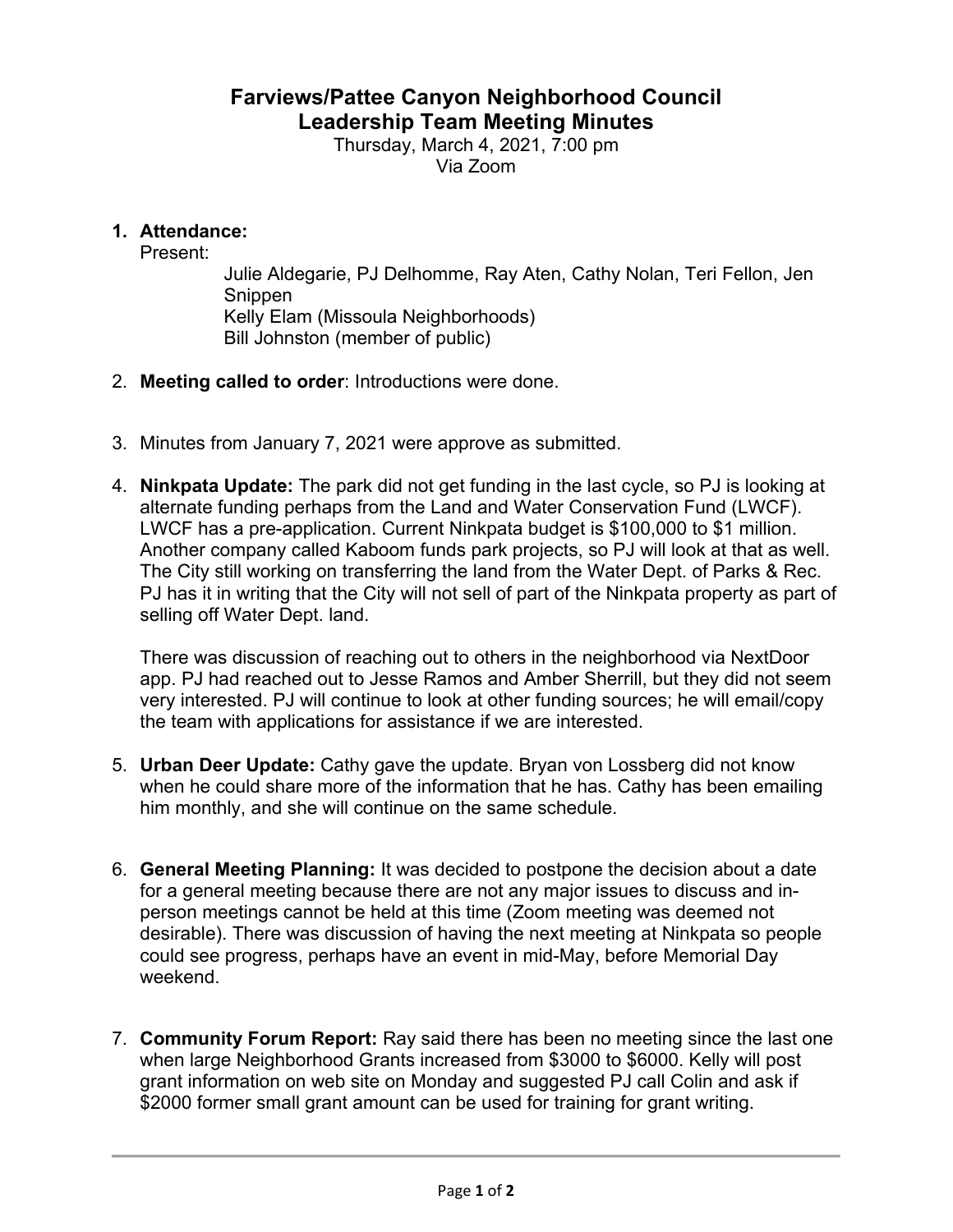# Farviews/Pattee Canyon Neighborhood Council
## Leadership Team Meeting Minutes

Thursday, March 4, 2021, 7:00 pm
Via Zoom

1. **Attendance:**
   Present:
   Julie Aldegarie, PJ Delhomme, Ray Aten, Cathy Nolan, Teri Fellon, Jen Snippen
   Kelly Elam (Missoula Neighborhoods)
   Bill Johnston (member of public)

2. **Meeting called to order**: Introductions were done.

3. Minutes from January 7, 2021 were approve as submitted.

4. **Ninkpata Update:** The park did not get funding in the last cycle, so PJ is looking at alternate funding perhaps from the Land and Water Conservation Fund (LWCF). LWCF has a pre-application. Current Ninkpata budget is $100,000 to $1 million. Another company called Kaboom funds park projects, so PJ will look at that as well. The City still working on transferring the land from the Water Dept. of Parks & Rec. PJ has it in writing that the City will not sell of part of the Ninkpata property as part of selling off Water Dept. land.

   There was discussion of reaching out to others in the neighborhood via NextDoor app. PJ had reached out to Jesse Ramos and Amber Sherrill, but they did not seem very interested. PJ will continue to look at other funding sources; he will email/copy the team with applications for assistance if we are interested.

5. **Urban Deer Update:** Cathy gave the update. Bryan von Lossberg did not know when he could share more of the information that he has. Cathy has been emailing him monthly, and she will continue on the same schedule.

6. **General Meeting Planning:** It was decided to postpone the decision about a date for a general meeting because there are not any major issues to discuss and in-person meetings cannot be held at this time (Zoom meeting was deemed not desirable). There was discussion of having the next meeting at Ninkpata so people could see progress, perhaps have an event in mid-May, before Memorial Day weekend.

7. **Community Forum Report:** Ray said there has been no meeting since the last one when large Neighborhood Grants increased from $3000 to $6000. Kelly will post grant information on web site on Monday and suggested PJ call Colin and ask if $2000 former small grant amount can be used for training for grant writing.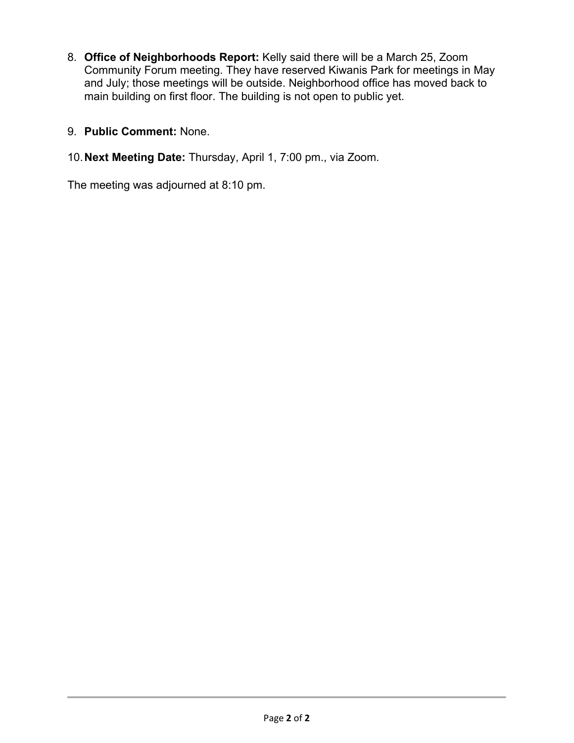8. **Office of Neighborhoods Report:** Kelly said there will be a March 25, Zoom Community Forum meeting. They have reserved Kiwanis Park for meetings in May and July; those meetings will be outside. Neighborhood office has moved back to main building on first floor. The building is not open to public yet.

9. **Public Comment:** None.

10. **Next Meeting Date:** Thursday, April 1, 7:00 pm., via Zoom.

The meeting was adjourned at 8:10 pm.